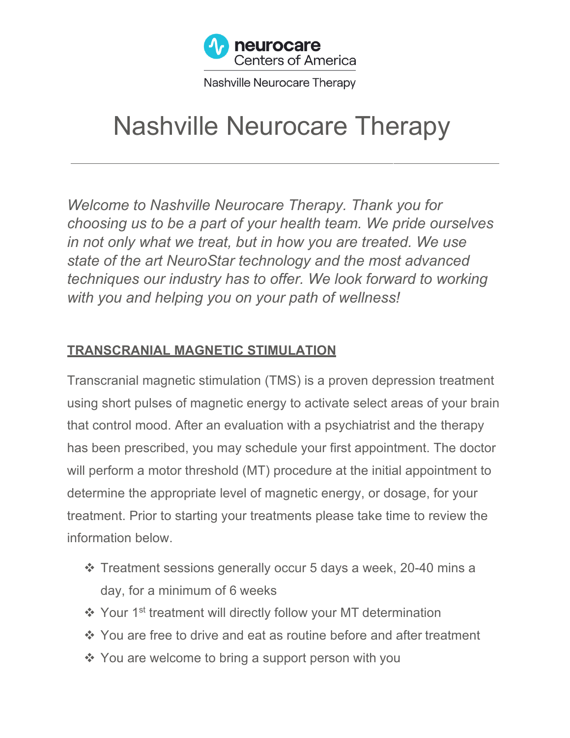neurocare Centers of America

Nashville Neurocare Therapy

# Nashville Neurocare Therapy

*Welcome to Nashville Neurocare Therapy. Thank you for choosing us to be a part of your health team. We pride ourselves in not only what we treat, but in how you are treated. We use state of the art NeuroStar technology and the most advanced techniques our industry has to offer. We look forward to working with you and helping you on your path of wellness!*

## TRANSCRANIAL MAGNETIC STIMULATION

Transcranial magnetic stimulation (TMS) is a proven depression treatment using short pulses of magnetic energy to activate select areas of your brain that control mood. After an evaluation with a psychiatrist and the therapy has been prescribed, you may schedule your first appointment. The doctor will perform a motor threshold (MT) procedure at the initial appointment to determine the appropriate level of magnetic energy, or dosage, for your treatment. Prior to starting your treatments please take time to review the information below.

- Treatment sessions generally occur 5 days a week, 20-40 mins a day, for a minimum of 6 weeks
- Your 1st treatment will directly follow your MT determination
- You are free to drive and eat as routine before and after treatment
- You are welcome to bring a support person with you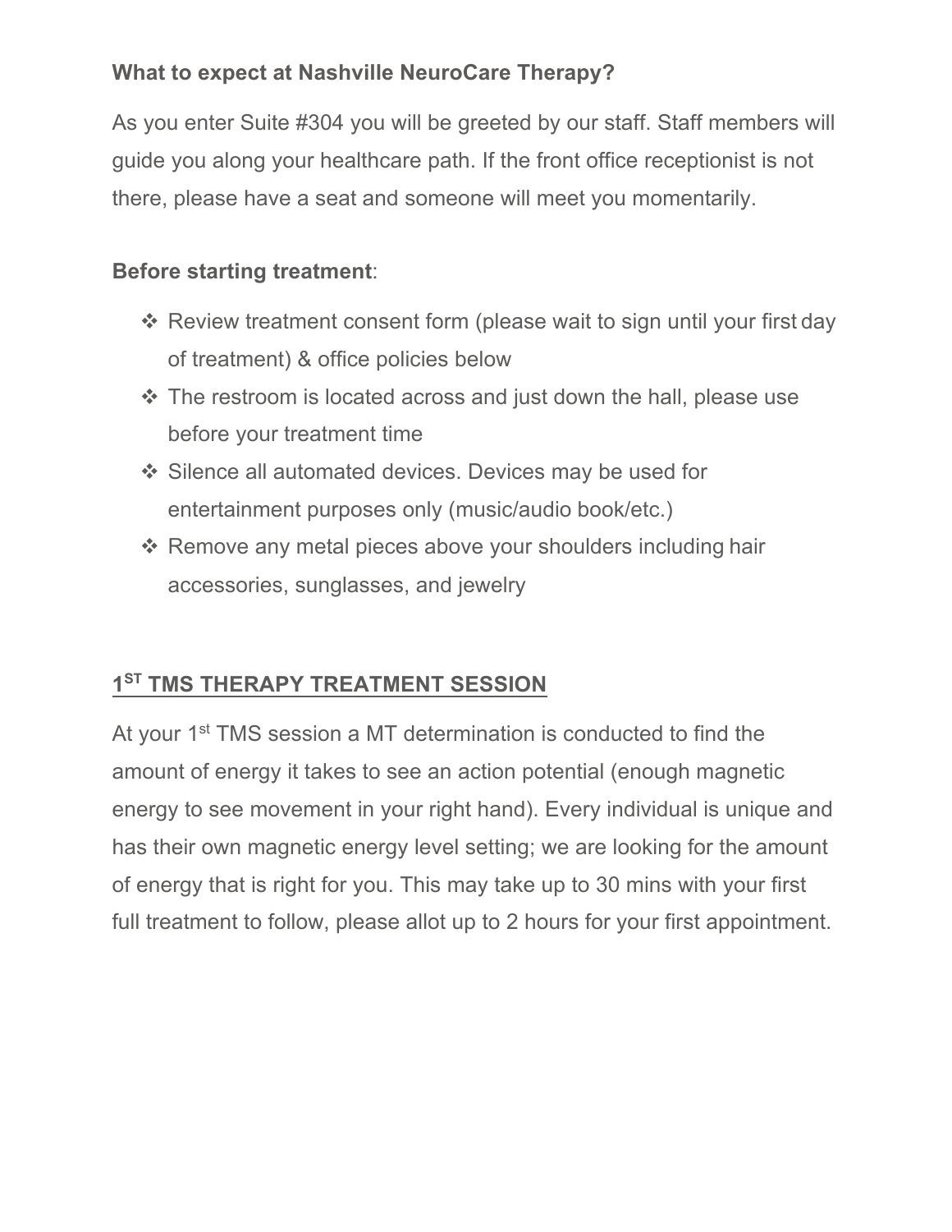**What to expect at Nashville NeuroCare Therapy?**

As you enter Suite #304 you will be greeted by our staff. Staff members will guide you along your healthcare path. If the front office receptionist is not there, please have a seat and someone will meet you momentarily.

**Before starting treatment**:

- ❖ Review treatment consent form (please wait to sign until your first day of treatment) & office policies below
- ❖ The restroom is located across and just down the hall, please use before your treatment time
- ❖ Silence all automated devices. Devices may be used for entertainment purposes only (music/audio book/etc.)
- ❖ Remove any metal pieces above your shoulders including hair accessories, sunglasses, and jewelry

## 1ST TMS THERAPY TREATMENT SESSION

At your 1st TMS session a MT determination is conducted to find the amount of energy it takes to see an action potential (enough magnetic energy to see movement in your right hand). Every individual is unique and has their own magnetic energy level setting; we are looking for the amount of energy that is right for you. This may take up to 30 mins with your first full treatment to follow, please allot up to 2 hours for your first appointment.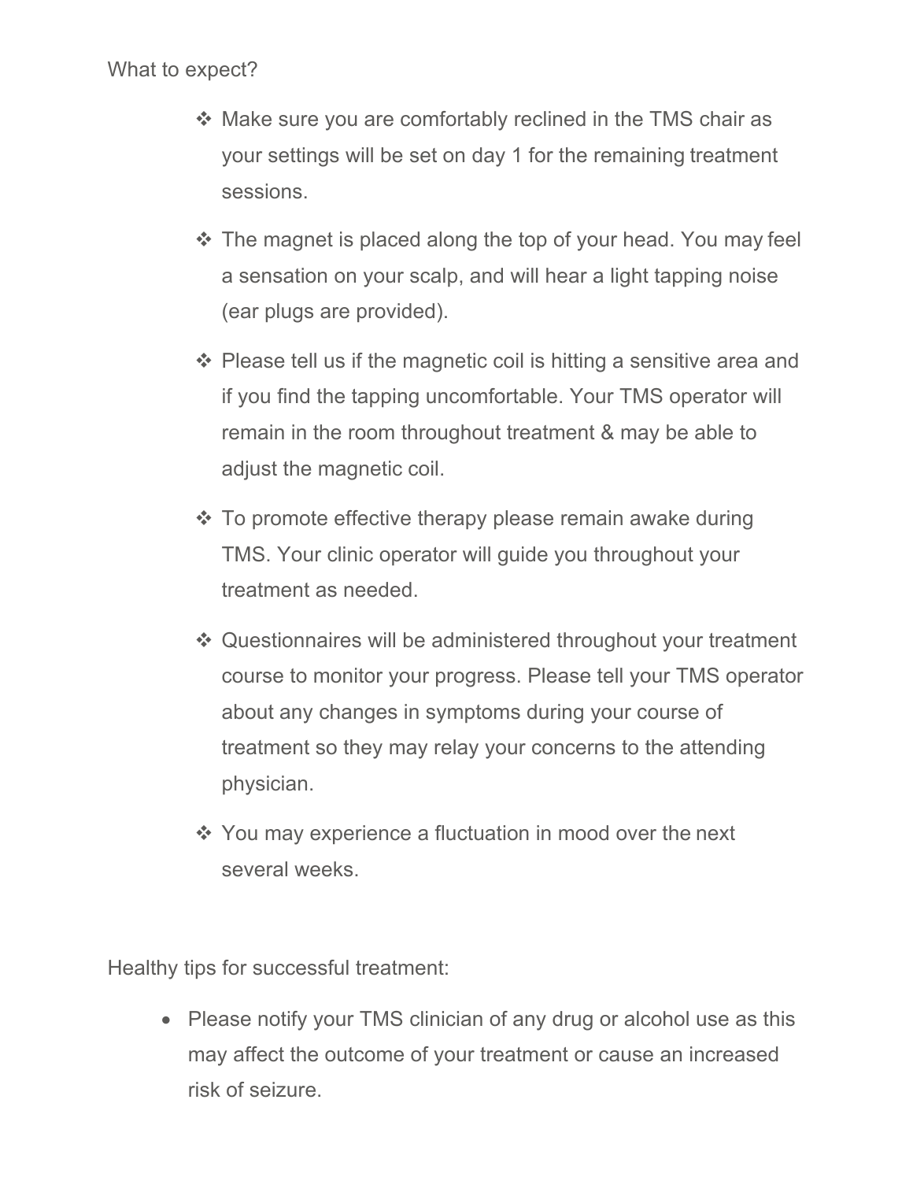What to expect?

- Make sure you are comfortably reclined in the TMS chair as your settings will be set on day 1 for the remaining treatment sessions.
- The magnet is placed along the top of your head. You may feel a sensation on your scalp, and will hear a light tapping noise (ear plugs are provided).
- Please tell us if the magnetic coil is hitting a sensitive area and if you find the tapping uncomfortable. Your TMS operator will remain in the room throughout treatment & may be able to adjust the magnetic coil.
- To promote effective therapy please remain awake during TMS. Your clinic operator will guide you throughout your treatment as needed.
- Questionnaires will be administered throughout your treatment course to monitor your progress. Please tell your TMS operator about any changes in symptoms during your course of treatment so they may relay your concerns to the attending physician.
- You may experience a fluctuation in mood over the next several weeks.

Healthy tips for successful treatment:

- Please notify your TMS clinician of any drug or alcohol use as this may affect the outcome of your treatment or cause an increased risk of seizure.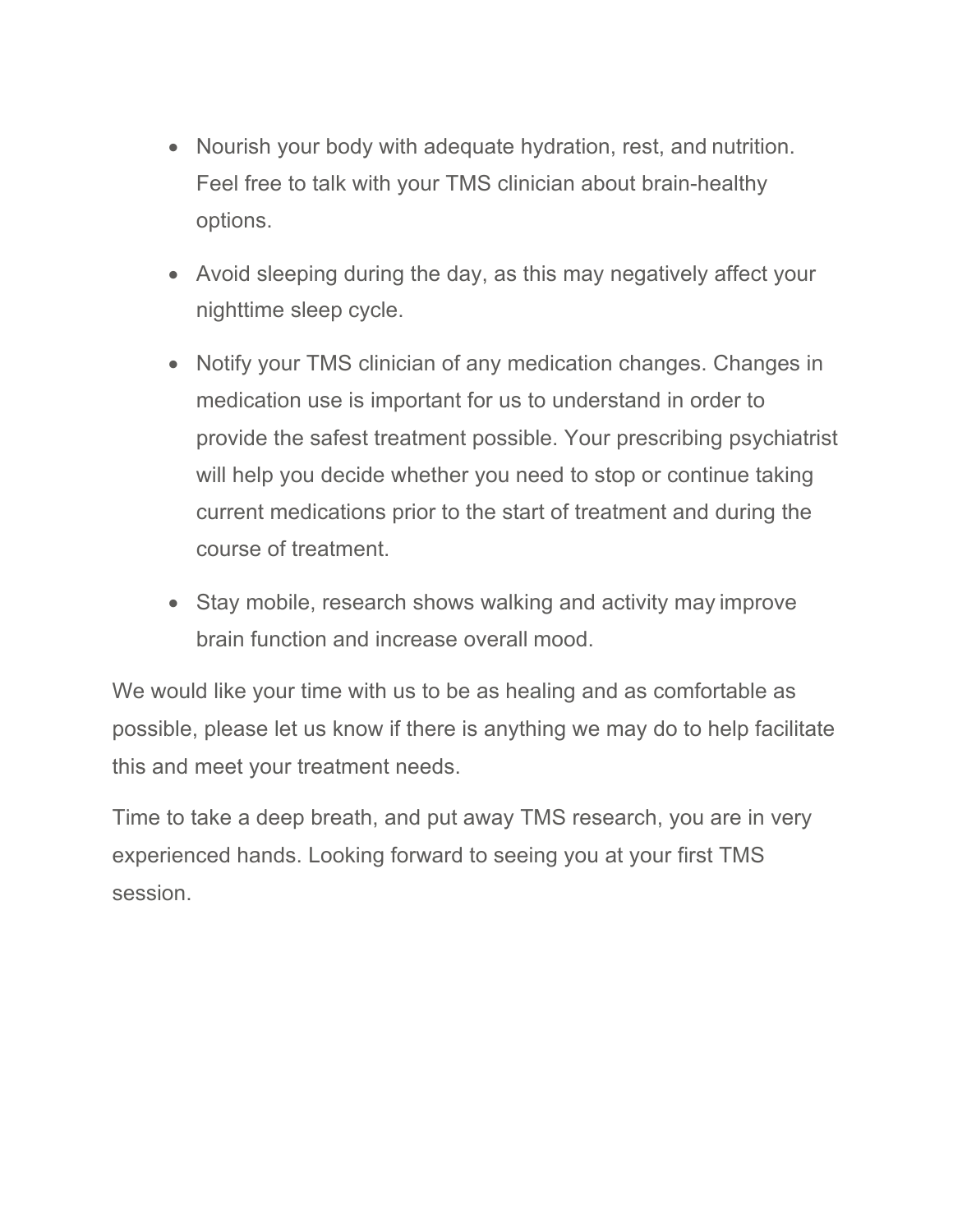- Nourish your body with adequate hydration, rest, and nutrition. Feel free to talk with your TMS clinician about brain-healthy options.
- Avoid sleeping during the day, as this may negatively affect your nighttime sleep cycle.
- Notify your TMS clinician of any medication changes. Changes in medication use is important for us to understand in order to provide the safest treatment possible. Your prescribing psychiatrist will help you decide whether you need to stop or continue taking current medications prior to the start of treatment and during the course of treatment.
- Stay mobile, research shows walking and activity may improve brain function and increase overall mood.

We would like your time with us to be as healing and as comfortable as possible, please let us know if there is anything we may do to help facilitate this and meet your treatment needs.

Time to take a deep breath, and put away TMS research, you are in very experienced hands. Looking forward to seeing you at your first TMS session.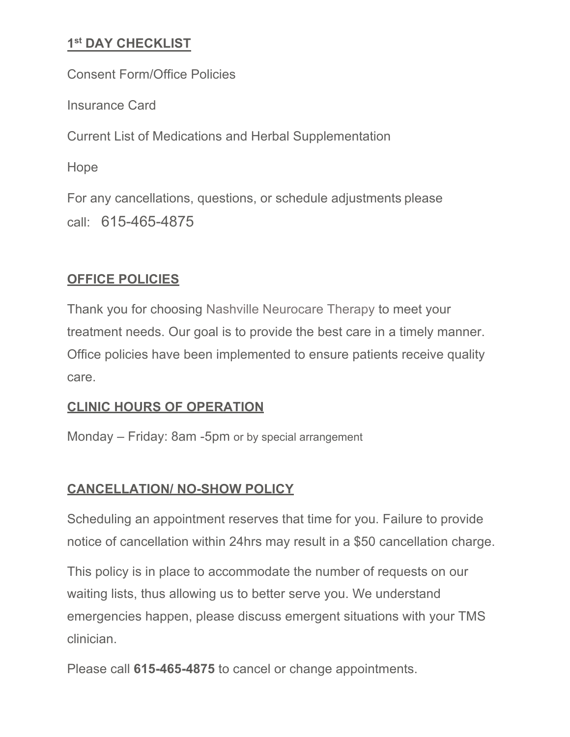**1st DAY CHECKLIST**

Consent Form/Office Policies

Insurance Card

Current List of Medications and Herbal Supplementation

Hope

For any cancellations, questions, or schedule adjustments please call: 615-465-4875

**OFFICE POLICIES**

Thank you for choosing Nashville Neurocare Therapy to meet your treatment needs. Our goal is to provide the best care in a timely manner. Office policies have been implemented to ensure patients receive quality care.

**CLINIC HOURS OF OPERATION**

Monday – Friday: 8am -5pm or by special arrangement

**CANCELLATION/ NO-SHOW POLICY**

Scheduling an appointment reserves that time for you. Failure to provide notice of cancellation within 24hrs may result in a $50 cancellation charge.

This policy is in place to accommodate the number of requests on our waiting lists, thus allowing us to better serve you. We understand emergencies happen, please discuss emergent situations with your TMS clinician.

Please call **615-465-4875** to cancel or change appointments.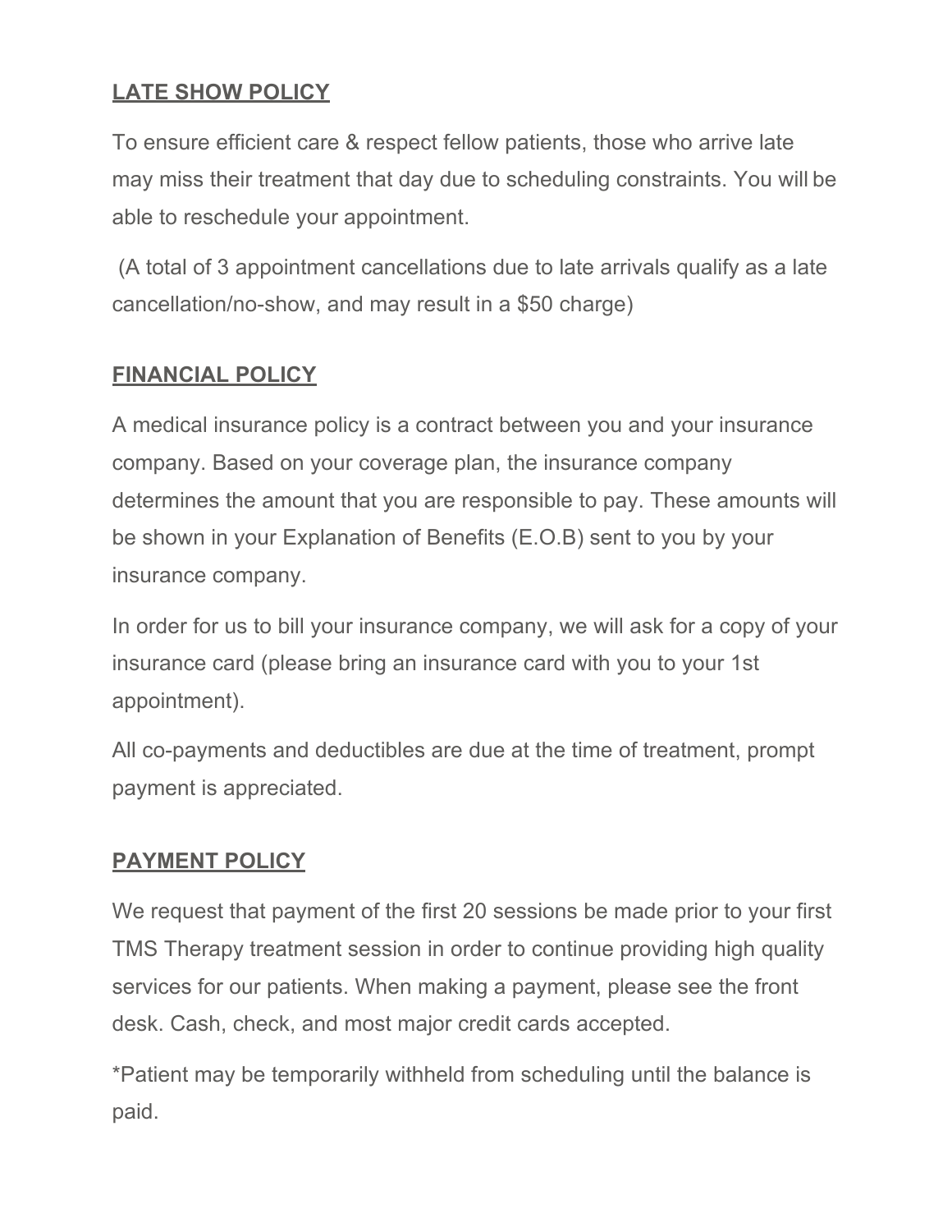## **LATE SHOW POLICY**

To ensure efficient care & respect fellow patients, those who arrive late may miss their treatment that day due to scheduling constraints. You will be able to reschedule your appointment.

(A total of 3 appointment cancellations due to late arrivals qualify as a late cancellation/no-show, and may result in a $50 charge)

## **FINANCIAL POLICY**

A medical insurance policy is a contract between you and your insurance company. Based on your coverage plan, the insurance company determines the amount that you are responsible to pay. These amounts will be shown in your Explanation of Benefits (E.O.B) sent to you by your insurance company.

In order for us to bill your insurance company, we will ask for a copy of your insurance card (please bring an insurance card with you to your 1st appointment).

All co-payments and deductibles are due at the time of treatment, prompt payment is appreciated.

## **PAYMENT POLICY**

We request that payment of the first 20 sessions be made prior to your first TMS Therapy treatment session in order to continue providing high quality services for our patients. When making a payment, please see the front desk. Cash, check, and most major credit cards accepted.

*Patient may be temporarily withheld from scheduling until the balance is paid.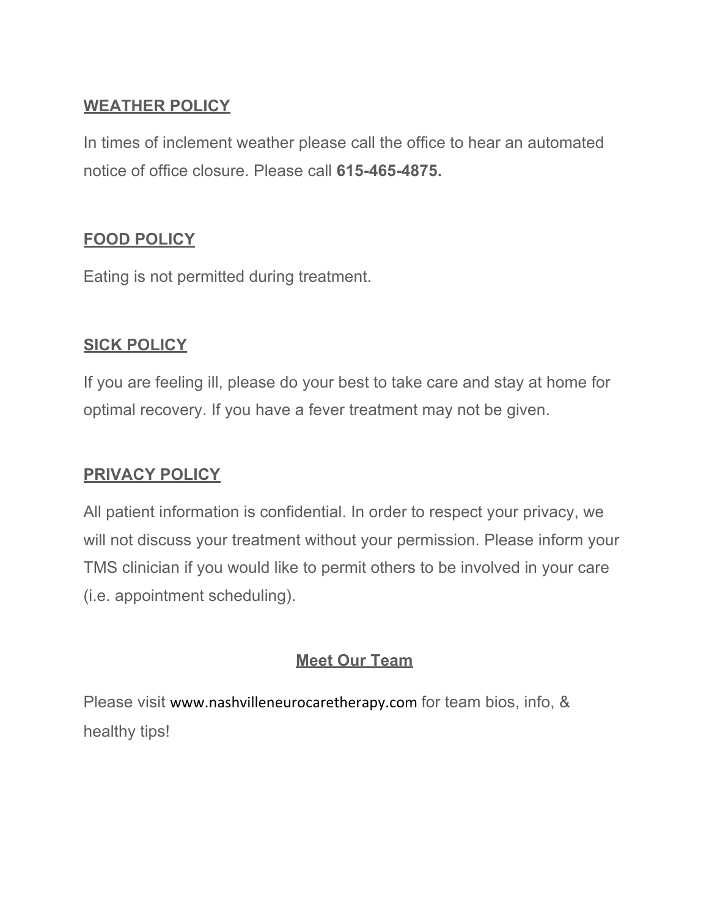## WEATHER POLICY

In times of inclement weather please call the office to hear an automated notice of office closure. Please call **615-465-4875.**

## FOOD POLICY

Eating is not permitted during treatment.

## SICK POLICY

If you are feeling ill, please do your best to take care and stay at home for optimal recovery. If you have a fever treatment may not be given.

## PRIVACY POLICY

All patient information is confidential. In order to respect your privacy, we will not discuss your treatment without your permission. Please inform your TMS clinician if you would like to permit others to be involved in your care (i.e. appointment scheduling).

## Meet Our Team

Please visit www.nashvilleneurocaretherapy.com for team bios, info, & healthy tips!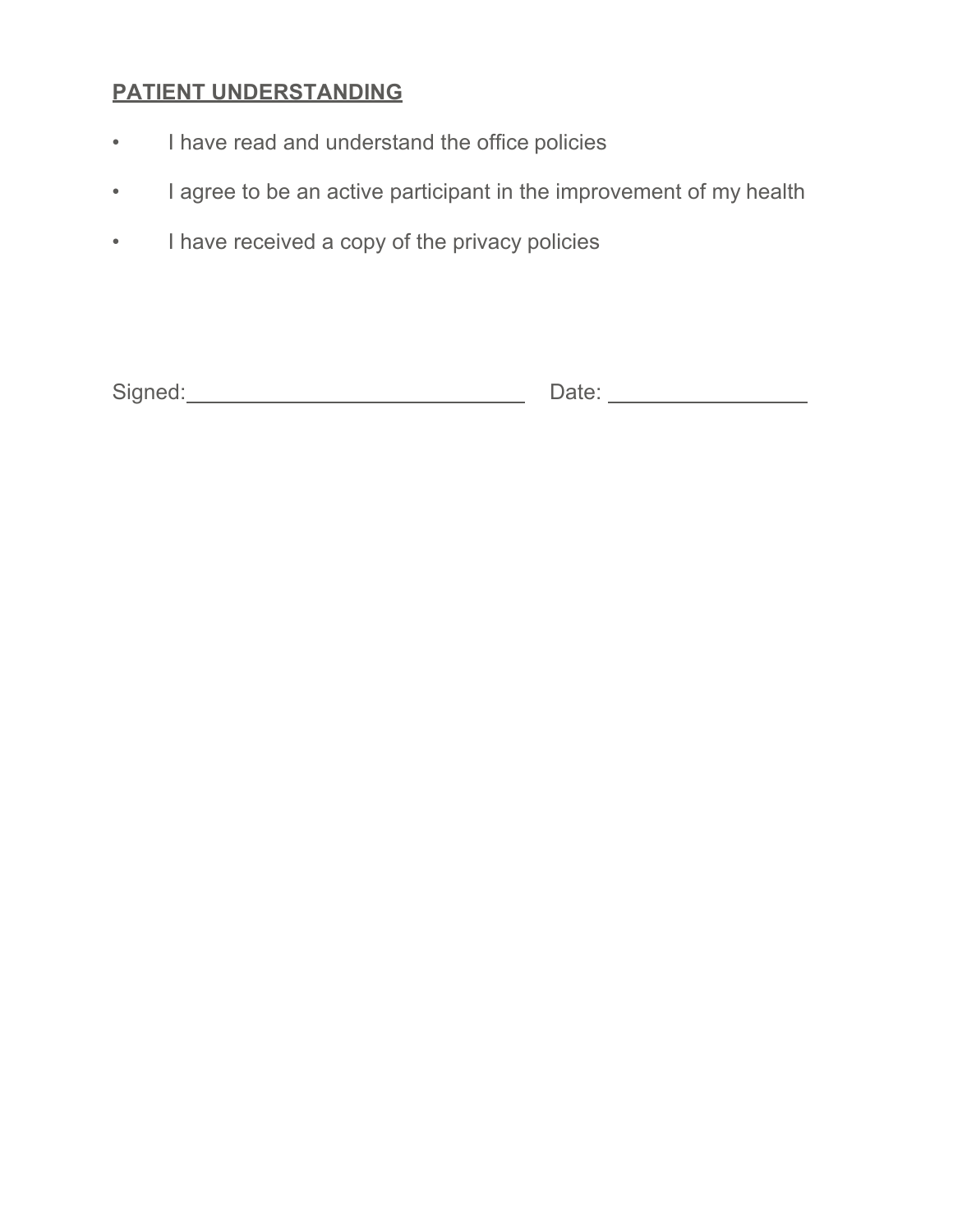## **PATIENT UNDERSTANDING**

- I have read and understand the office policies
- I agree to be an active participant in the improvement of my health
- I have received a copy of the privacy policies

Signed:____________________________ Date: ________________